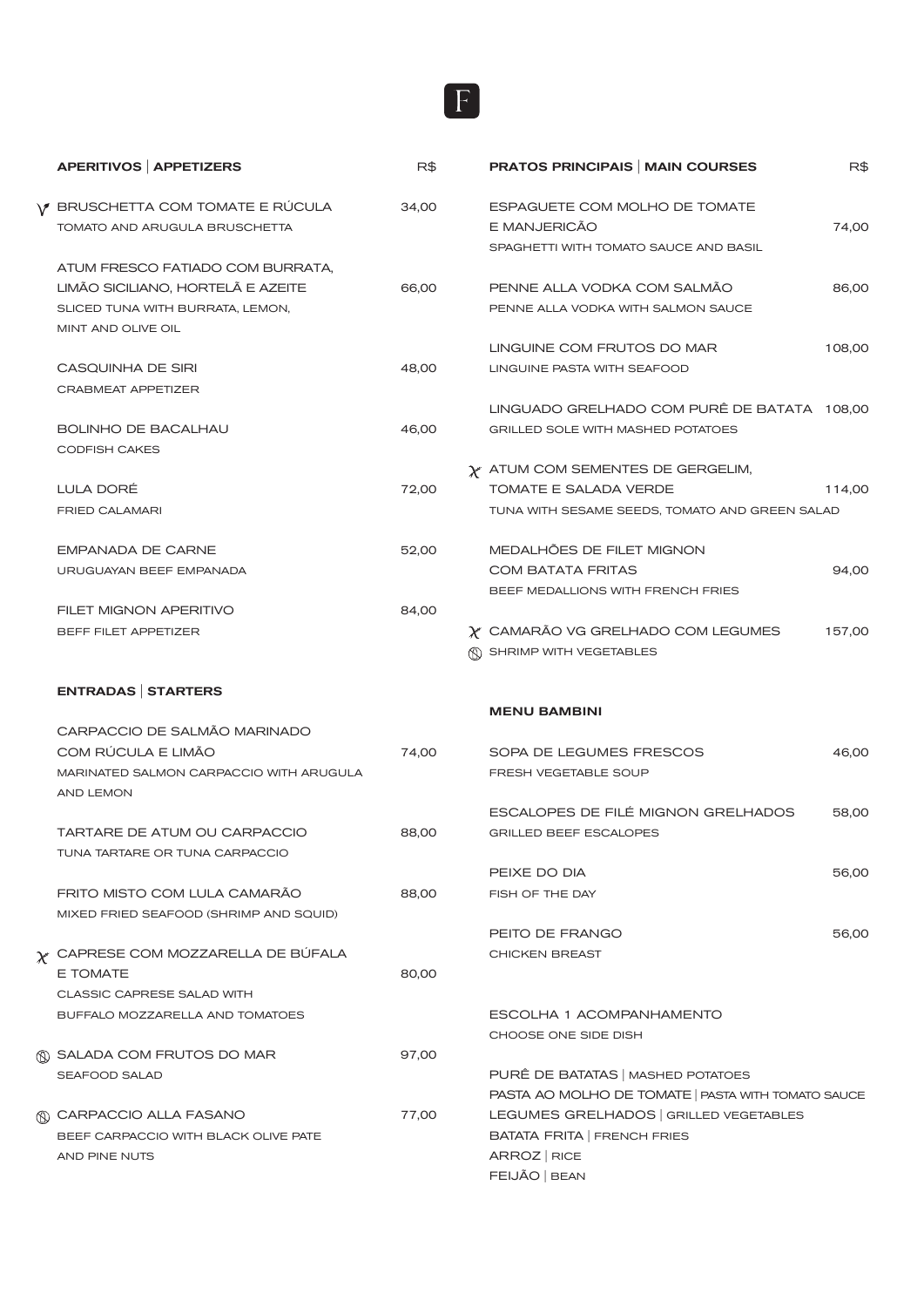F

## APERITIVOS | APPETIZERS

| | R$ |
|---|---|
| BRUSCHETTA COM TOMATE E RÚCULA<br>TOMATO AND ARUGULA BRUSCHETTA | 34,00 |
| ATUM FRESCO FATIADO COM BURRATA, LIMÃO SICILIANO, HORTELÃ E AZEITE<br>SLICED TUNA WITH BURRATA, LEMON, MINT AND OLIVE OIL | 66,00 |
| CASQUINHA DE SIRI<br>CRABMEAT APPETIZER | 48,00 |
| BOLINHO DE BACALHAU<br>CODFISH CAKES | 46,00 |
| LULA DORÉ<br>FRIED CALAMARI | 72,00 |
| EMPANADA DE CARNE<br>URUGUAYAN BEEF EMPANADA | 52,00 |
| FILET MIGNON APERITIVO<br>BEFF FILET APPETIZER | 84,00 |

## ENTRADAS | STARTERS

| | |
|---|---|
| CARPACCIO DE SALMÃO MARINADO COM RÚCULA E LIMÃO<br>MARINATED SALMON CARPACCIO WITH ARUGULA AND LEMON | 74,00 |
| TARTARE DE ATUM OU CARPACCIO<br>TUNA TARTARE OR TUNA CARPACCIO | 88,00 |
| FRITO MISTO COM LULA CAMARÃO<br>MIXED FRIED SEAFOOD (SHRIMP AND SQUID) | 88,00 |
| CAPRESE COM MOZZARELLA DE BÚFALA E TOMATE<br>CLASSIC CAPRESE SALAD WITH BUFFALO MOZZARELLA AND TOMATOES | 80,00 |
| SALADA COM FRUTOS DO MAR<br>SEAFOOD SALAD | 97,00 |
| CARPACCIO ALLA FASANO<br>BEEF CARPACCIO WITH BLACK OLIVE PATE AND PINE NUTS | 77,00 |

## PRATOS PRINCIPAIS | MAIN COURSES

| | R$ |
|---|---|
| ESPAGUETE COM MOLHO DE TOMATE E MANJERICÃO<br>SPAGHETTI WITH TOMATO SAUCE AND BASIL | 74,00 |
| PENNE ALLA VODKA COM SALMÃO<br>PENNE ALLA VODKA WITH SALMON SAUCE | 86,00 |
| LINGUINE COM FRUTOS DO MAR<br>LINGUINE PASTA WITH SEAFOOD | 108,00 |
| LINGUADO GRELHADO COM PURÊ DE BATATA<br>GRILLED SOLE WITH MASHED POTATOES | 108,00 |
| ATUM COM SEMENTES DE GERGELIM, TOMATE E SALADA VERDE<br>TUNA WITH SESAME SEEDS, TOMATO AND GREEN SALAD | 114,00 |
| MEDALHÕES DE FILET MIGNON COM BATATA FRITAS<br>BEEF MEDALLIONS WITH FRENCH FRIES | 94,00 |
| CAMARÃO VG GRELHADO COM LEGUMES<br>SHRIMP WITH VEGETABLES | 157,00 |

## MENU BAMBINI

| | |
|---|---|
| SOPA DE LEGUMES FRESCOS<br>FRESH VEGETABLE SOUP | 46,00 |
| ESCALOPES DE FILÉ MIGNON GRELHADOS<br>GRILLED BEEF ESCALOPES | 58,00 |
| PEIXE DO DIA<br>FISH OF THE DAY | 56,00 |
| PEITO DE FRANGO<br>CHICKEN BREAST | 56,00 |

ESCOLHA 1 ACOMPANHAMENTO
CHOOSE ONE SIDE DISH

- PURÊ DE BATATAS | MASHED POTATOES
- PASTA AO MOLHO DE TOMATE | PASTA WITH TOMATO SAUCE
- LEGUMES GRELHADOS | GRILLED VEGETABLES
- BATATA FRITA | FRENCH FRIES
- ARROZ | RICE
- FEIJÃO | BEAN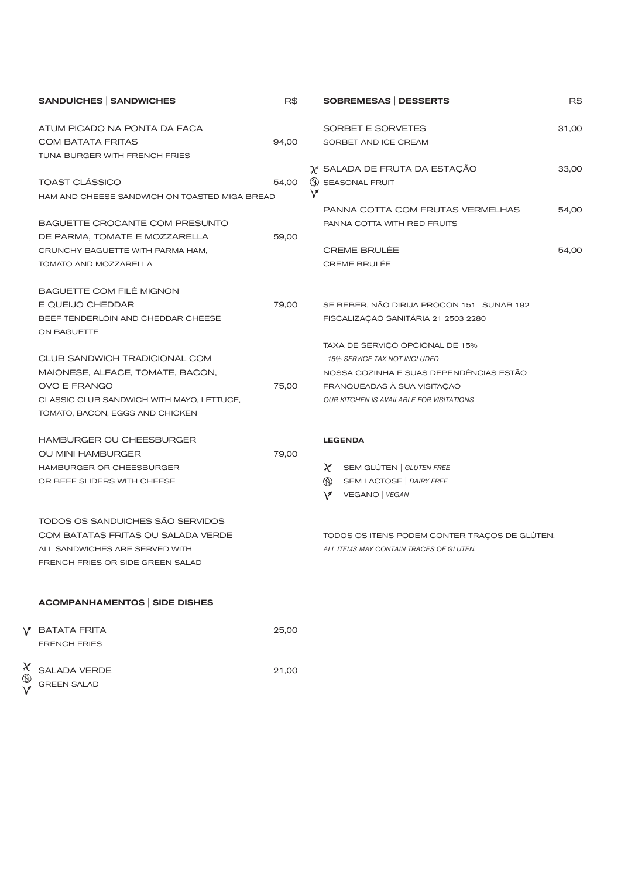## SANDUÍCHES | SANDWICHES

R$

ATUM PICADO NA PONTA DA FACA
COM BATATA FRITAS — 94,00
TUNA BURGER WITH FRENCH FRIES

TOAST CLÁSSICO — 54,00
HAM AND CHEESE SANDWICH ON TOASTED MIGA BREAD

BAGUETTE CROCANTE COM PRESUNTO
DE PARMA, TOMATE E MOZZARELLA — 59,00
CRUNCHY BAGUETTE WITH PARMA HAM,
TOMATO AND MOZZARELLA

BAGUETTE COM FILÉ MIGNON
E QUEIJO CHEDDAR — 79,00
BEEF TENDERLOIN AND CHEDDAR CHEESE
ON BAGUETTE

CLUB SANDWICH TRADICIONAL COM
MAIONESE, ALFACE, TOMATE, BACON,
OVO E FRANGO — 75,00
CLASSIC CLUB SANDWICH WITH MAYO, LETTUCE,
TOMATO, BACON, EGGS AND CHICKEN

HAMBURGER OU CHEESBURGER
OU MINI HAMBURGER — 79,00
HAMBURGER OR CHEESBURGER
OR BEEF SLIDERS WITH CHEESE

TODOS OS SANDUICHES SÃO SERVIDOS
COM BATATAS FRITAS OU SALADA VERDE
ALL SANDWICHES ARE SERVED WITH
FRENCH FRIES OR SIDE GREEN SALAD

## ACOMPANHAMENTOS | SIDE DISHES

(vegano) BATATA FRITA — 25,00
FRENCH FRIES

(sem glúten, sem lactose, vegano) SALADA VERDE — 21,00
GREEN SALAD

## SOBREMESAS | DESSERTS

R$

SORBET E SORVETES — 31,00
SORBET AND ICE CREAM

(sem glúten, sem lactose, vegano) SALADA DE FRUTA DA ESTAÇÃO — 33,00
SEASONAL FRUIT

PANNA COTTA COM FRUTAS VERMELHAS — 54,00
PANNA COTTA WITH RED FRUITS

CREME BRULÉE — 54,00
CREME BRULÉE

SE BEBER, NÃO DIRIJA PROCON 151 | SUNAB 192
FISCALIZAÇÃO SANITÁRIA 21 2503 2280

TAXA DE SERVIÇO OPCIONAL DE 15%
| *15% SERVICE TAX NOT INCLUDED*
NOSSA COZINHA E SUAS DEPENDÊNCIAS ESTÃO
FRANQUEADAS À SUA VISITAÇÃO
*OUR KITCHEN IS AVAILABLE FOR VISITATIONS*

**LEGENDA**

- SEM GLÚTEN | *GLUTEN FREE*
- SEM LACTOSE | *DAIRY FREE*
- VEGANO | *VEGAN*

TODOS OS ITENS PODEM CONTER TRAÇOS DE GLÚTEN.
*ALL ITEMS MAY CONTAIN TRACES OF GLUTEN.*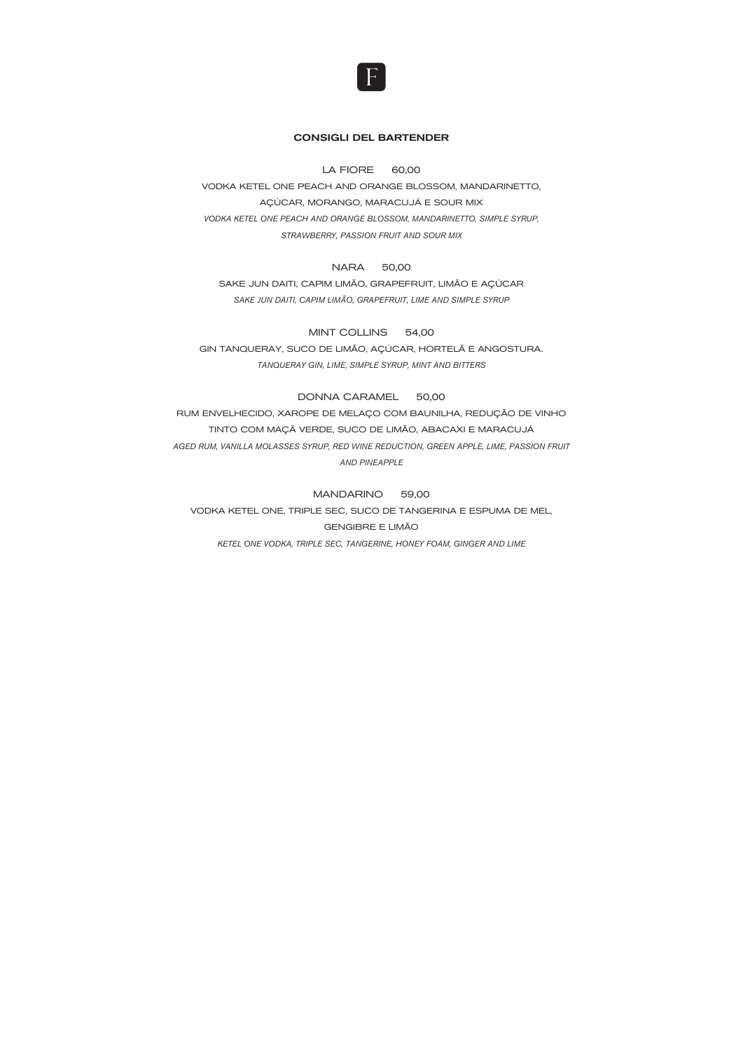F

## CONSIGLI DEL BARTENDER

LA FIORE 60,00

VODKA KETEL ONE PEACH AND ORANGE BLOSSOM, MANDARINETTO, AÇÚCAR, MORANGO, MARACUJÁ E SOUR MIX

*VODKA KETEL ONE PEACH AND ORANGE BLOSSOM, MANDARINETTO, SIMPLE SYRUP, STRAWBERRY, PASSION FRUIT AND SOUR MIX*

NARA 50,00

SAKE JUN DAITI, CAPIM LIMÃO, GRAPEFRUIT, LIMÃO E AÇÚCAR

*SAKE JUN DAITI, CAPIM LIMÃO, GRAPEFRUIT, LIME AND SIMPLE SYRUP*

MINT COLLINS 54,00

GIN TANQUERAY, SUCO DE LIMÃO, AÇÚCAR, HORTELÃ E ANGOSTURA.

*TANQUERAY GIN, LIME, SIMPLE SYRUP, MINT AND BITTERS*

DONNA CARAMEL 50,00

RUM ENVELHECIDO, XAROPE DE MELAÇO COM BAUNILHA, REDUÇÃO DE VINHO TINTO COM MAÇÃ VERDE, SUCO DE LIMÃO, ABACAXI E MARACUJÁ

*AGED RUM, VANILLA MOLASSES SYRUP, RED WINE REDUCTION, GREEN APPLE, LIME, PASSION FRUIT AND PINEAPPLE*

MANDARINO 59,00

VODKA KETEL ONE, TRIPLE SEC, SUCO DE TANGERINA E ESPUMA DE MEL, GENGIBRE E LIMÃO

*KETEL ONE VODKA, TRIPLE SEC, TANGERINE, HONEY FOAM, GINGER AND LIME*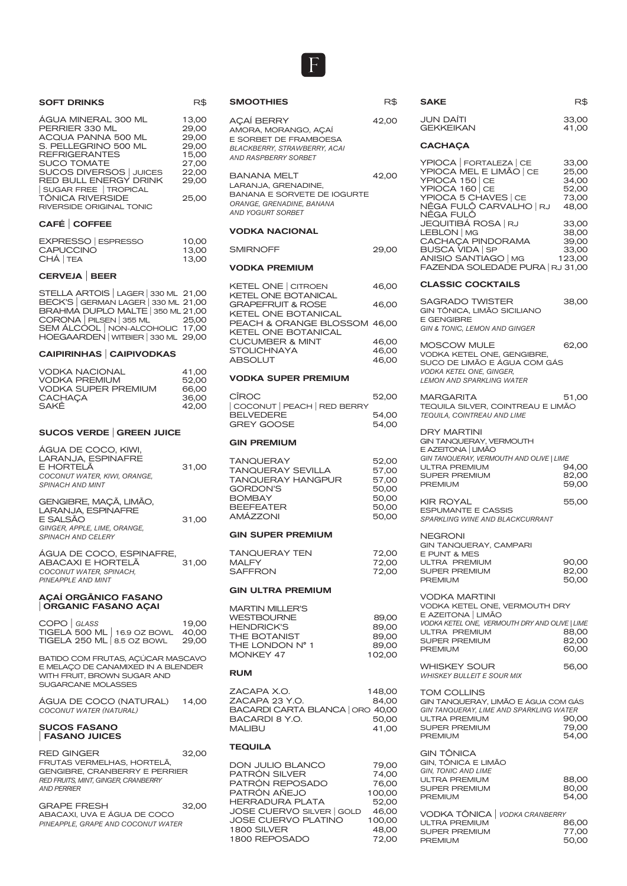F

## SOFT DRINKS

| | R$ |
|---|---|
| ÁGUA MINERAL 300 ML | 13,00 |
| PERRIER 330 ML | 29,00 |
| ACQUA PANNA 500 ML | 29,00 |
| S. PELLEGRINO 500 ML | 29,00 |
| REFRIGERANTES | 15,00 |
| SUCO TOMATE | 27,00 |
| SUCOS DIVERSOS \| JUICES | 22,00 |
| RED BULL ENERGY DRINK \| SUGAR FREE \| TROPICAL | 29,00 |
| TÔNICA RIVERSIDE<br>RIVERSIDE ORIGINAL TONIC | 25,00 |

## CAFÉ | COFFEE

| | |
|---|---|
| EXPRESSO \| ESPRESSO | 10,00 |
| CAPUCCINO | 13,00 |
| CHÁ \| TEA | 13,00 |

## CERVEJA | BEER

| | |
|---|---|
| STELLA ARTOIS \| LAGER \| 330 ML | 21,00 |
| BECK'S \| GERMAN LAGER \| 330 ML | 21,00 |
| BRAHMA DUPLO MALTE \| 350 ML | 21,00 |
| CORONA \| PILSEN \| 355 ML | 25,00 |
| SEM ÁLCOOL \| NON-ALCOHOLIC | 17,00 |
| HOEGAARDEN \| WITBIER \| 330 ML | 29,00 |

## CAIPIRINHAS | CAIPIVODKAS

| | |
|---|---|
| VODKA NACIONAL | 41,00 |
| VODKA PREMIUM | 52,00 |
| VODKA SUPER PREMIUM | 66,00 |
| CACHAÇA | 36,00 |
| SAKÊ | 42,00 |

## SUCOS VERDE | GREEN JUICE

ÁGUA DE COCO, KIWI, LARANJA, ESPINAFRE E HORTELÃ — 31,00
*COCONUT WATER, KIWI, ORANGE, SPINACH AND MINT*

GENGIBRE, MAÇÃ, LIMÃO, LARANJA, ESPINAFRE E SALSÃO — 31,00
*GINGER, APPLE, LIME, ORANGE, SPINACH AND CELERY*

ÁGUA DE COCO, ESPINAFRE, ABACAXI E HORTELÃ — 31,00
*COCONUT WATER, SPINACH, PINEAPPLE AND MINT*

## AÇAÍ ORGÂNICO FASANO | ORGANIC FASANO AÇAI

| | |
|---|---|
| COPO \| *GLASS* | 19,00 |
| TIGELA 500 ML \| 16.9 OZ BOWL | 40,00 |
| TIGELA 250 ML \| 8.5 OZ BOWL | 29,00 |

BATIDO COM FRUTAS, AÇÚCAR MASCAVO E MELAÇO DE CANAMIXED IN A BLENDER WITH FRUIT, BROWN SUGAR AND SUGARCANE MOLASSES

ÁGUA DE COCO (NATURAL) — 14,00
*COCONUT WATER (NATURAL)*

## SUCOS FASANO | FASANO JUICES

RED GINGER — 32,00
FRUTAS VERMELHAS, HORTELÃ, GENGIBRE, CRANBERRY E PERRIER
*RED FRUITS, MINT, GINGER, CRANBERRY AND PERRIER*

GRAPE FRESH — 32,00
ABACAXI, UVA E ÁGUA DE COCO
*PINEAPPLE, GRAPE AND COCONUT WATER*

## SMOOTHIES

R$

AÇAÍ BERRY — 42,00
AMORA, MORANGO, AÇAÍ E SORBET DE FRAMBOESA
*BLACKBERRY, STRAWBERRY, ACAI AND RASPBERRY SORBET*

BANANA MELT — 42,00
LARANJA, GRENADINE, BANANA E SORVETE DE IOGURTE
*ORANGE, GRENADINE, BANANA AND YOGURT SORBET*

## VODKA NACIONAL

| | |
|---|---|
| SMIRNOFF | 29,00 |

## VODKA PREMIUM

| | |
|---|---|
| KETEL ONE \| CITROEN | 46,00 |
| KETEL ONE BOTANICAL GRAPEFRUIT & ROSE | 46,00 |
| KETEL ONE BOTANICAL PEACH & ORANGE BLOSSOM | 46,00 |
| KETEL ONE BOTANICAL CUCUMBER & MINT | 46,00 |
| STOLICHNAYA | 46,00 |
| ABSOLUT | 46,00 |

## VODKA SUPER PREMIUM

| | |
|---|---|
| CÎROC \| COCONUT \| PEACH \| RED BERRY | 52,00 |
| BELVEDERE | 54,00 |
| GREY GOOSE | 54,00 |

## GIN PREMIUM

| | |
|---|---|
| TANQUERAY | 52,00 |
| TANQUERAY SEVILLA | 57,00 |
| TANQUERAY HANGPUR | 57,00 |
| GORDON'S | 50,00 |
| BOMBAY | 50,00 |
| BEEFEATER | 50,00 |
| AMÁZZONI | 50,00 |

## GIN SUPER PREMIUM

| | |
|---|---|
| TANQUERAY TEN | 72,00 |
| MALFY | 72,00 |
| SAFFRON | 72,00 |

## GIN ULTRA PREMIUM

| | |
|---|---|
| MARTIN MILLER'S WESTBOURNE | 89,00 |
| HENDRICK'S | 89,00 |
| THE BOTANIST | 89,00 |
| THE LONDON Nº 1 | 89,00 |
| MONKEY 47 | 102,00 |

## RUM

| | |
|---|---|
| ZACAPA X.O. | 148,00 |
| ZACAPA 23 Y.O. | 84,00 |
| BACARDI CARTA BLANCA \| ORO | 40,00 |
| BACARDI 8 Y.O. | 50,00 |
| MALIBU | 41,00 |

## TEQUILA

| | |
|---|---|
| DON JULIO BLANCO | 79,00 |
| PATRÓN SILVER | 74,00 |
| PATRÓN REPOSADO | 76,00 |
| PATRÓN AÑEJO | 100,00 |
| HERRADURA PLATA | 52,00 |
| JOSE CUERVO SILVER \| GOLD | 46,00 |
| JOSE CUERVO PLATINO | 100,00 |
| 1800 SILVER | 48,00 |
| 1800 REPOSADO | 72,00 |

## SAKE

| | R$ |
|---|---|
| JUN DAÍTI | 33,00 |
| GEKKEIKAN | 41,00 |

## CACHAÇA

| | |
|---|---|
| YPIOCA \| FORTALEZA \| CE | 33,00 |
| YPIOCA MEL E LIMÃO \| CE | 25,00 |
| YPIOCA 150 \| CE | 34,00 |
| YPIOCA 160 \| CE | 52,00 |
| YPIOCA 5 CHAVES \| CE | 73,00 |
| NÊGA FULÔ CARVALHO \| RJ | 48,00 |
| NÊGA FULÔ JEQUITIBÁ ROSA \| RJ | 33,00 |
| LEBLON \| MG | 38,00 |
| CACHAÇA PINDORAMA | 39,00 |
| BUSCA VIDA \| SP | 33,00 |
| ANISIO SANTIAGO \| MG | 123,00 |
| FAZENDA SOLEDADE PURA \| RJ | 31,00 |

## CLASSIC COCKTAILS

SAGRADO TWISTER — 38,00
GIN TÔNICA, LIMÃO SICILIANO E GENGIBRE
*GIN & TONIC, LEMON AND GINGER*

MOSCOW MULE — 62,00
VODKA KETEL ONE, GENGIBRE, SUCO DE LIMÃO E ÁGUA COM GÁS
*VODKA KETEL ONE, GINGER, LEMON AND SPARKLING WATER*

MARGARITA — 51,00
TEQUILA SILVER, COINTREAU E LIMÃO
*TEQUILA, COINTREAU AND LIME*

DRY MARTINI
GIN TANQUERAY, VERMOUTH E AZEITONA | LIMÃO
*GIN TANQUERAY, VERMOUTH AND OLIVE | LIME*

| | |
|---|---|
| ULTRA PREMIUM | 94,00 |
| SUPER PREMIUM | 82,00 |
| PREMIUM | 59,00 |

KIR ROYAL — 55,00
ESPUMANTE E CASSIS
*SPARKLING WINE AND BLACKCURRANT*

NEGRONI
GIN TANQUERAY, CAMPARI E PUNT & MES

| | |
|---|---|
| ULTRA PREMIUM | 90,00 |
| SUPER PREMIUM | 82,00 |
| PREMIUM | 50,00 |

VODKA MARTINI
VODKA KETEL ONE, VERMOUTH DRY E AZEITONA | LIMÃO
*VODKA KETEL ONE, VERMOUTH DRY AND OLIVE | LIME*

| | |
|---|---|
| ULTRA PREMIUM | 88,00 |
| SUPER PREMIUM | 82,00 |
| PREMIUM | 60,00 |

WHISKEY SOUR — 56,00
*WHISKEY BULLEIT E SOUR MIX*

TOM COLLINS
GIN TANQUERAY, LIMÃO E ÁGUA COM GÁS
*GIN TANQUERAY, LIME AND SPARKLING WATER*

| | |
|---|---|
| ULTRA PREMIUM | 90,00 |
| SUPER PREMIUM | 79,00 |
| PREMIUM | 54,00 |

GIN TÔNICA
GIN, TÔNICA E LIMÃO
*GIN, TONIC AND LIME*

| | |
|---|---|
| ULTRA PREMIUM | 88,00 |
| SUPER PREMIUM | 80,00 |
| PREMIUM | 54,00 |

VODKA TÔNICA | *VODKA CRANBERRY*

| | |
|---|---|
| ULTRA PREMIUM | 86,00 |
| SUPER PREMIUM | 77,00 |
| PREMIUM | 50,00 |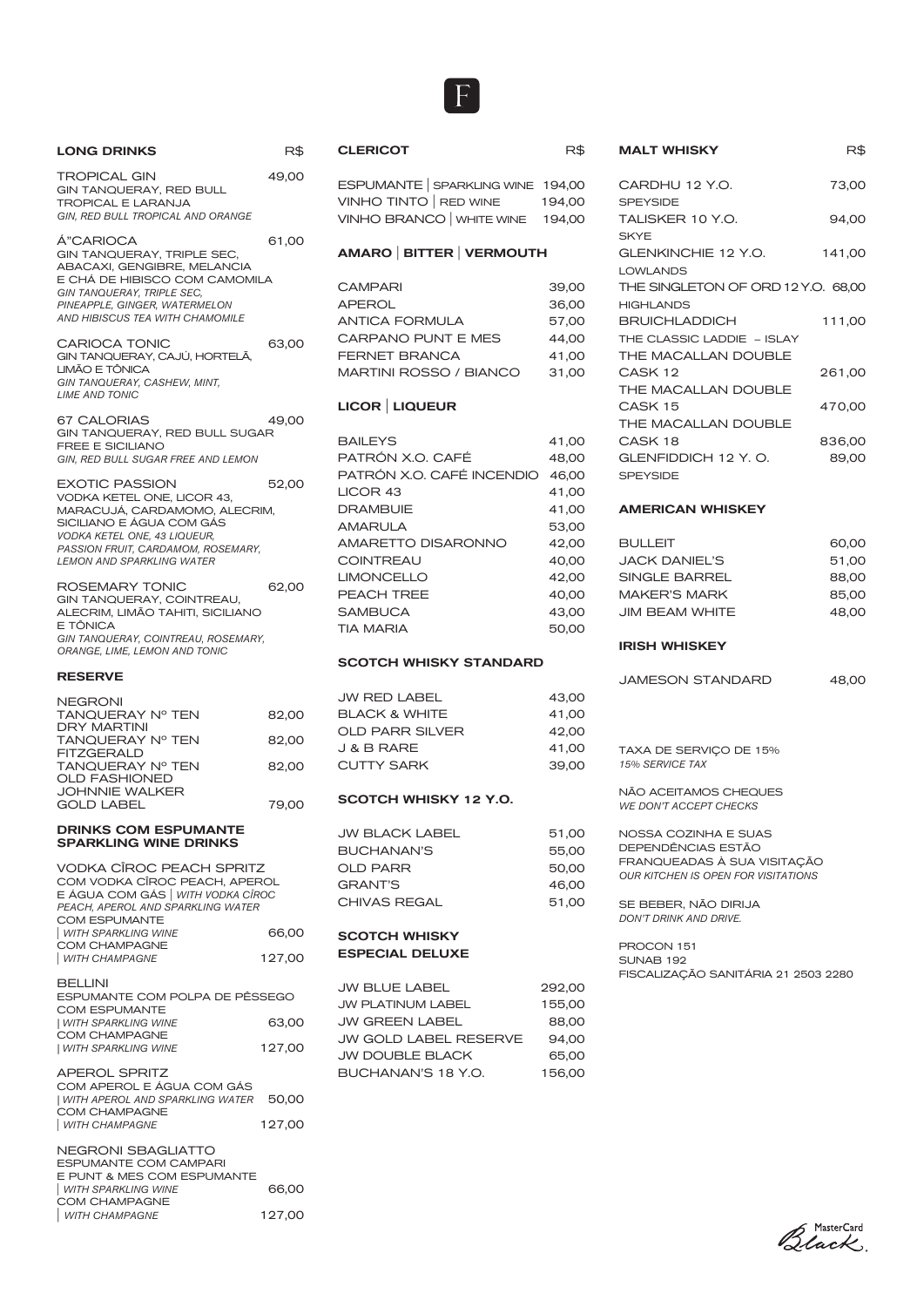F

## LONG DRINKS R$

**TROPICAL GIN** 49,00
GIN TANQUERAY, RED BULL TROPICAL E LARANJA
*GIN, RED BULL TROPICAL AND ORANGE*

**Á"CARIOCA** 61,00
GIN TANQUERAY, TRIPLE SEC, ABACAXI, GENGIBRE, MELANCIA E CHÁ DE HIBISCO COM CAMOMILA
*GIN TANQUERAY, TRIPLE SEC, PINEAPPLE, GINGER, WATERMELON AND HIBISCUS TEA WITH CHAMOMILE*

**CARIOCA TONIC** 63,00
GIN TANQUERAY, CAJÚ, HORTELÃ, LIMÃO E TÔNICA
*GIN TANQUERAY, CASHEW, MINT, LIME AND TONIC*

**67 CALORIAS** 49,00
GIN TANQUERAY, RED BULL SUGAR FREE E SICILIANO
*GIN, RED BULL SUGAR FREE AND LEMON*

**EXOTIC PASSION** 52,00
VODKA KETEL ONE, LICOR 43, MARACUJÁ, CARDAMOMO, ALECRIM, SICILIANO E ÁGUA COM GÁS
*VODKA KETEL ONE, 43 LIQUEUR, PASSION FRUIT, CARDAMOM, ROSEMARY, LEMON AND SPARKLING WATER*

**ROSEMARY TONIC** 62,00
GIN TANQUERAY, COINTREAU, ALECRIM, LIMÃO TAHITI, SICILIANO E TÔNICA
*GIN TANQUERAY, COINTREAU, ROSEMARY, ORANGE, LIME, LEMON AND TONIC*

## RESERVE

| | |
|---|---|
| NEGRONI TANQUERAY Nº TEN | 82,00 |
| DRY MARTINI TANQUERAY Nº TEN | 82,00 |
| FITZGERALD TANQUERAY Nº TEN | 82,00 |
| OLD FASHIONED JOHNNIE WALKER GOLD LABEL | 79,00 |

## DRINKS COM ESPUMANTE
## SPARKLING WINE DRINKS

**VODKA CÎROC PEACH SPRITZ**
COM VODKA CÎROC PEACH, APEROL E ÁGUA COM GÁS | *WITH VODKA CÎROC PEACH, APEROL AND SPARKLING WATER*
COM ESPUMANTE | *WITH SPARKLING WINE* 66,00
COM CHAMPAGNE | *WITH CHAMPAGNE* 127,00

**BELLINI**
ESPUMANTE COM POLPA DE PÊSSEGO
COM ESPUMANTE | *WITH SPARKLING WINE* 63,00
COM CHAMPAGNE | *WITH SPARKLING WINE* 127,00

**APEROL SPRITZ**
COM APEROL E ÁGUA COM GÁS | *WITH APEROL AND SPARKLING WATER* 50,00
COM CHAMPAGNE | *WITH CHAMPAGNE* 127,00

**NEGRONI SBAGLIATTO**
ESPUMANTE COM CAMPARI E PUNT & MES COM ESPUMANTE | *WITH SPARKLING WINE* 66,00
COM CHAMPAGNE | *WITH CHAMPAGNE* 127,00

## CLERICOT R$

| | |
|---|---|
| ESPUMANTE \| SPARKLING WINE | 194,00 |
| VINHO TINTO \| RED WINE | 194,00 |
| VINHO BRANCO \| WHITE WINE | 194,00 |

## AMARO | BITTER | VERMOUTH

| | |
|---|---|
| CAMPARI | 39,00 |
| APEROL | 36,00 |
| ANTICA FORMULA | 57,00 |
| CARPANO PUNT E MES | 44,00 |
| FERNET BRANCA | 41,00 |
| MARTINI ROSSO / BIANCO | 31,00 |

## LICOR | LIQUEUR

| | |
|---|---|
| BAILEYS | 41,00 |
| PATRÓN X.O. CAFÉ | 48,00 |
| PATRÓN X.O. CAFÉ INCENDIO | 46,00 |
| LICOR 43 | 41,00 |
| DRAMBUIE | 41,00 |
| AMARULA | 53,00 |
| AMARETTO DISARONNO | 42,00 |
| COINTREAU | 40,00 |
| LIMONCELLO | 42,00 |
| PEACH TREE | 40,00 |
| SAMBUCA | 43,00 |
| TIA MARIA | 50,00 |

## SCOTCH WHISKY STANDARD

| | |
|---|---|
| JW RED LABEL | 43,00 |
| BLACK & WHITE | 41,00 |
| OLD PARR SILVER | 42,00 |
| J & B RARE | 41,00 |
| CUTTY SARK | 39,00 |

## SCOTCH WHISKY 12 Y.O.

| | |
|---|---|
| JW BLACK LABEL | 51,00 |
| BUCHANAN'S | 55,00 |
| OLD PARR | 50,00 |
| GRANT'S | 46,00 |
| CHIVAS REGAL | 51,00 |

## SCOTCH WHISKY ESPECIAL DELUXE

| | |
|---|---|
| JW BLUE LABEL | 292,00 |
| JW PLATINUM LABEL | 155,00 |
| JW GREEN LABEL | 88,00 |
| JW GOLD LABEL RESERVE | 94,00 |
| JW DOUBLE BLACK | 65,00 |
| BUCHANAN'S 18 Y.O. | 156,00 |

## MALT WHISKY R$

| | |
|---|---|
| CARDHU 12 Y.O. SPEYSIDE | 73,00 |
| TALISKER 10 Y.O. SKYE | 94,00 |
| GLENKINCHIE 12 Y.O. LOWLANDS | 141,00 |
| THE SINGLETON OF ORD 12 Y.O. HIGHLANDS | 68,00 |
| BRUICHLADDICH THE CLASSIC LADDIE – ISLAY | 111,00 |
| THE MACALLAN DOUBLE CASK 12 | 261,00 |
| THE MACALLAN DOUBLE CASK 15 | 470,00 |
| THE MACALLAN DOUBLE CASK 18 | 836,00 |
| GLENFIDDICH 12 Y. O. SPEYSIDE | 89,00 |

## AMERICAN WHISKEY

| | |
|---|---|
| BULLEIT | 60,00 |
| JACK DANIEL'S | 51,00 |
| SINGLE BARREL | 88,00 |
| MAKER'S MARK | 85,00 |
| JIM BEAM WHITE | 48,00 |

## IRISH WHISKEY

| | |
|---|---|
| JAMESON STANDARD | 48,00 |

TAXA DE SERVIÇO DE 15%
*15% SERVICE TAX*

NÃO ACEITAMOS CHEQUES
*WE DON'T ACCEPT CHECKS*

NOSSA COZINHA E SUAS DEPENDÊNCIAS ESTÃO FRANQUEADAS À SUA VISITAÇÃO
*OUR KITCHEN IS OPEN FOR VISITATIONS*

SE BEBER, NÃO DIRIJA
*DON'T DRINK AND DRIVE.*

PROCON 151
SUNAB 192
FISCALIZAÇÃO SANITÁRIA 21 2503 2280

MasterCard Black.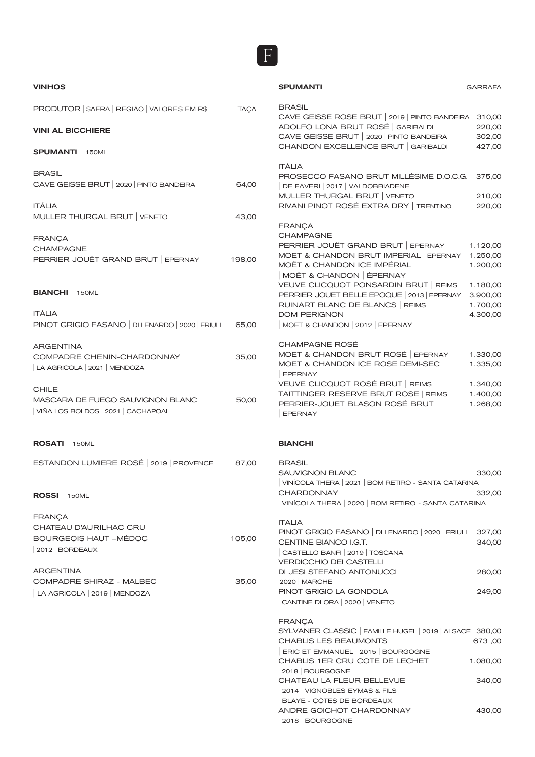F

## VINHOS

PRODUTOR | SAFRA | REGIÃO | VALORES EM R$ — TAÇA

### VINI AL BICCHIERE

### SPUMANTI 150ML

BRASIL
CAVE GEISSE BRUT | 2020 | PINTO BANDEIRA — 64,00

ITÁLIA
MULLER THURGAL BRUT | VENETO — 43,00

FRANÇA
CHAMPAGNE
PERRIER JOUËT GRAND BRUT | EPERNAY — 198,00

### BIANCHI 150ML

ITÁLIA
PINOT GRIGIO FASANO | DI LENARDO | 2020 | FRIULI — 65,00

ARGENTINA
COMPADRE CHENIN-CHARDONNAY | LA AGRICOLA | 2021 | MENDOZA — 35,00

CHILE
MASCARA DE FUEGO SAUVIGNON BLANC | VIÑA LOS BOLDOS | 2021 | CACHAPOAL — 50,00

### ROSATI 150ML

ESTANDON LUMIERE ROSÉ | 2019 | PROVENCE — 87,00

### ROSSI 150ML

FRANÇA
CHATEAU D'AURILHAC CRU BOURGEOIS HAUT –MÉDOC | 2012 | BORDEAUX — 105,00

ARGENTINA
COMPADRE SHIRAZ - MALBEC | LA AGRICOLA | 2019 | MENDOZA — 35,00

## SPUMANTI — GARRAFA

BRASIL
CAVE GEISSE ROSE BRUT | 2019 | PINTO BANDEIRA — 310,00
ADOLFO LONA BRUT ROSÉ | GARIBALDI — 220,00
CAVE GEISSE BRUT | 2020 | PINTO BANDEIRA — 302,00
CHANDON EXCELLENCE BRUT | GARIBALDI — 427,00

ITÁLIA
PROSECCO FASANO BRUT MILLÉSIME D.O.C.G. | DE FAVERI | 2017 | VALDOBBIADENE — 375,00
MULLER THURGAL BRUT | VENETO — 210,00
RIVANI PINOT ROSÉ EXTRA DRY | TRENTINO — 220,00

FRANÇA
CHAMPAGNE
PERRIER JOUËT GRAND BRUT | EPERNAY — 1.120,00
MOET & CHANDON BRUT IMPERIAL | EPERNAY — 1.250,00
MOËT & CHANDON ICE IMPÉRIAL | MOËT & CHANDON | ÉPERNAY — 1.200,00
VEUVE CLICQUOT PONSARDIN BRUT | REIMS — 1.180,00
PERRIER JOUET BELLE EPOQUE | 2013 | EPERNAY — 3.900,00
RUINART BLANC DE BLANCS | REIMS — 1.700,00
DOM PERIGNON | MOET & CHANDON | 2012 | EPERNAY — 4.300,00

CHAMPAGNE ROSÉ
MOET & CHANDON BRUT ROSÉ | EPERNAY — 1.330,00
MOET & CHANDON ICE ROSE DEMI-SEC | EPERNAY — 1.335,00
VEUVE CLICQUOT ROSÉ BRUT | REIMS — 1.340,00
TAITTINGER RESERVE BRUT ROSE | REIMS — 1.400,00
PERRIER-JOUET BLASON ROSÉ BRUT | EPERNAY — 1.268,00

## BIANCHI

BRASIL
SAUVIGNON BLANC | VINÍCOLA THERA | 2021 | BOM RETIRO - SANTA CATARINA — 330,00
CHARDONNAY | VINÍCOLA THERA | 2020 | BOM RETIRO - SANTA CATARINA — 332,00

ITALIA
PINOT GRIGIO FASANO | DI LENARDO | 2020 | FRIULI — 327,00
CENTINE BIANCO I.G.T. | CASTELLO BANFI | 2019 | TOSCANA — 340,00
VERDICCHIO DEI CASTELLI DI JESI STEFANO ANTONUCCI |2020 | MARCHE — 280,00
PINOT GRIGIO LA GONDOLA | CANTINE DI ORA | 2020 | VENETO — 249,00

FRANÇA
SYLVANER CLASSIC | FAMILLE HUGEL | 2019 | ALSACE — 380,00
CHABLIS LES BEAUMONTS | ERIC ET EMMANUEL | 2015 | BOURGOGNE — 673 ,00
CHABLIS 1ER CRU COTE DE LECHET | 2018 | BOURGOGNE — 1.080,00
CHATEAU LA FLEUR BELLEVUE | 2014 | VIGNOBLES EYMAS & FILS | BLAYE - CÔTES DE BORDEAUX — 340,00
ANDRE GOICHOT CHARDONNAY | 2018 | BOURGOGNE — 430,00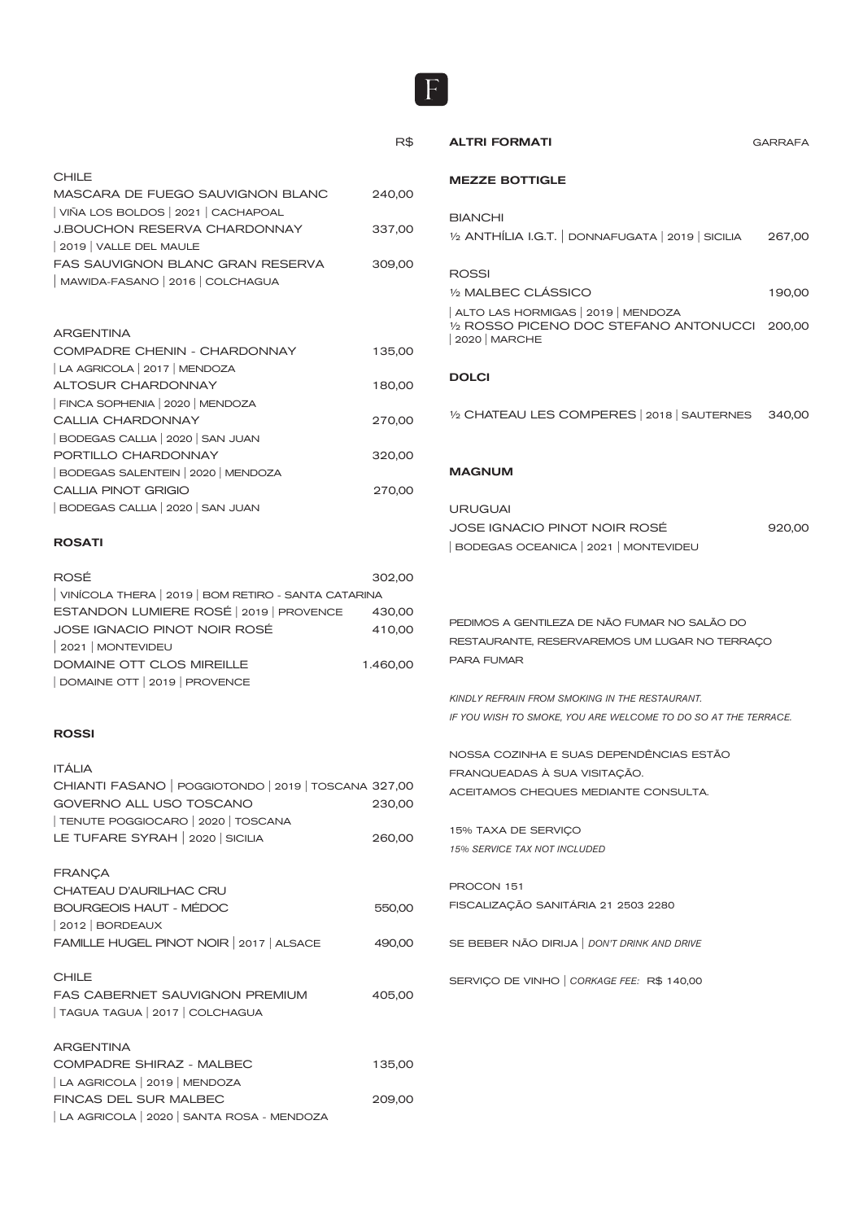F

R$

CHILE

MASCARA DE FUEGO SAUVIGNON BLANC 240,00
| VIÑA LOS BOLDOS | 2021 | CACHAPOAL

J.BOUCHON RESERVA CHARDONNAY 337,00
| 2019 | VALLE DEL MAULE

FAS SAUVIGNON BLANC GRAN RESERVA 309,00
| MAWIDA-FASANO | 2016 | COLCHAGUA

ARGENTINA

COMPADRE CHENIN - CHARDONNAY 135,00
| LA AGRICOLA | 2017 | MENDOZA

ALTOSUR CHARDONNAY 180,00
| FINCA SOPHENIA | 2020 | MENDOZA

CALLIA CHARDONNAY 270,00
| BODEGAS CALLIA | 2020 | SAN JUAN

PORTILLO CHARDONNAY 320,00
| BODEGAS SALENTEIN | 2020 | MENDOZA

CALLIA PINOT GRIGIO 270,00
| BODEGAS CALLIA | 2020 | SAN JUAN

**ROSATI**

ROSÉ 302,00
| VINÍCOLA THERA | 2019 | BOM RETIRO - SANTA CATARINA

ESTANDON LUMIERE ROSÉ | 2019 | PROVENCE 430,00

JOSE IGNACIO PINOT NOIR ROSÉ 410,00
| 2021 | MONTEVIDEU

DOMAINE OTT CLOS MIREILLE 1.460,00
| DOMAINE OTT | 2019 | PROVENCE

**ROSSI**

ITÁLIA

CHIANTI FASANO | POGGIOTONDO | 2019 | TOSCANA 327,00

GOVERNO ALL USO TOSCANO 230,00
| TENUTE POGGIOCARO | 2020 | TOSCANA

LE TUFARE SYRAH | 2020 | SICILIA 260,00

FRANÇA

CHATEAU D'AURILHAC CRU
BOURGEOIS HAUT - MÉDOC 550,00
| 2012 | BORDEAUX

FAMILLE HUGEL PINOT NOIR | 2017 | ALSACE 490,00

CHILE

FAS CABERNET SAUVIGNON PREMIUM 405,00
| TAGUA TAGUA | 2017 | COLCHAGUA

ARGENTINA

COMPADRE SHIRAZ - MALBEC 135,00
| LA AGRICOLA | 2019 | MENDOZA

FINCAS DEL SUR MALBEC 209,00
| LA AGRICOLA | 2020 | SANTA ROSA - MENDOZA

**ALTRI FORMATI** GARRAFA

**MEZZE BOTTIGLE**

BIANCHI

½ ANTHÍLIA I.G.T. | DONNAFUGATA | 2019 | SICILIA 267,00

ROSSI

½ MALBEC CLÁSSICO 190,00
| ALTO LAS HORMIGAS | 2019 | MENDOZA

½ ROSSO PICENO DOC STEFANO ANTONUCCI 200,00
| 2020 | MARCHE

**DOLCI**

½ CHATEAU LES COMPERES | 2018 | SAUTERNES 340,00

**MAGNUM**

URUGUAI

JOSE IGNACIO PINOT NOIR ROSÉ 920,00
| BODEGAS OCEANICA | 2021 | MONTEVIDEU

PEDIMOS A GENTILEZA DE NÃO FUMAR NO SALÃO DO RESTAURANTE, RESERVAREMOS UM LUGAR NO TERRAÇO PARA FUMAR

*KINDLY REFRAIN FROM SMOKING IN THE RESTAURANT.*
*IF YOU WISH TO SMOKE, YOU ARE WELCOME TO DO SO AT THE TERRACE.*

NOSSA COZINHA E SUAS DEPENDÊNCIAS ESTÃO FRANQUEADAS À SUA VISITAÇÃO.
ACEITAMOS CHEQUES MEDIANTE CONSULTA.

15% TAXA DE SERVIÇO
*15% SERVICE TAX NOT INCLUDED*

PROCON 151
FISCALIZAÇÃO SANITÁRIA 21 2503 2280

SE BEBER NÃO DIRIJA | *DON'T DRINK AND DRIVE*

SERVIÇO DE VINHO | *CORKAGE FEE:* R$ 140,00